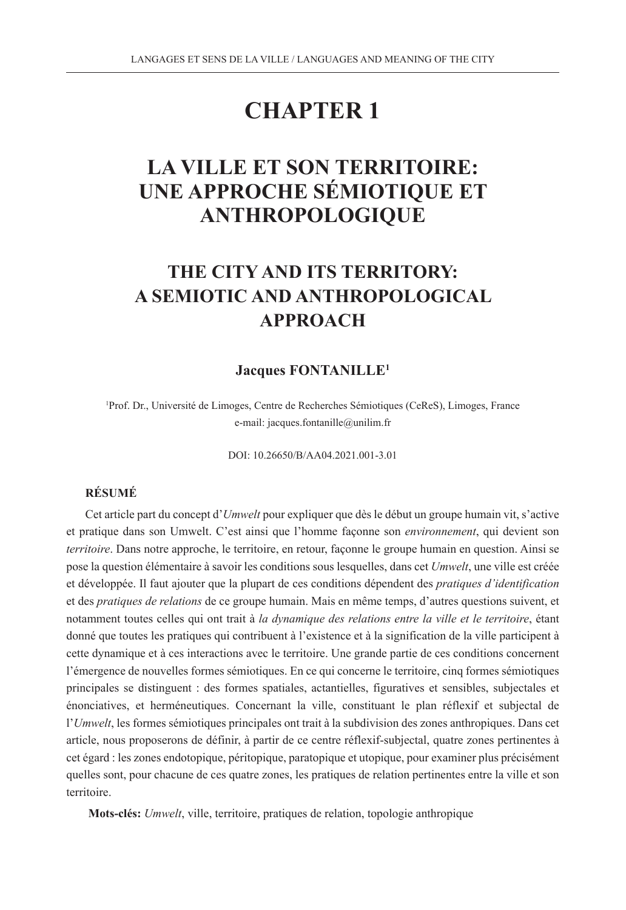# CHAPTER 1

## LA VILLE ET SON TERRITOIRE: UNE APPROCHE SÉMIOTIQUE ET ANTHROPOLOGIQUE

## THE CITY AND ITS TERRITORY: A SEMIOTIC AND ANTHROPOLOGICAL APPROACH

**Jacques FONTANILLE[1]**

[1]Prof. Dr., Université de Limoges, Centre de Recherches Sémiotiques (CeReS), Limoges, France
e-mail: jacques.fontanille@unilim.fr

DOI: 10.26650/B/AA04.2021.001-3.01

**RÉSUMÉ**

Cet article part du concept d'*Umwelt* pour expliquer que dès le début un groupe humain vit, s'active et pratique dans son Umwelt. C'est ainsi que l'homme façonne son *environnement*, qui devient son *territoire*. Dans notre approche, le territoire, en retour, façonne le groupe humain en question. Ainsi se pose la question élémentaire à savoir les conditions sous lesquelles, dans cet *Umwelt*, une ville est créée et développée. Il faut ajouter que la plupart de ces conditions dépendent des *pratiques d'identification* et des *pratiques de relations* de ce groupe humain. Mais en même temps, d'autres questions suivent, et notamment toutes celles qui ont trait à *la dynamique des relations entre la ville et le territoire*, étant donné que toutes les pratiques qui contribuent à l'existence et à la signification de la ville participent à cette dynamique et à ces interactions avec le territoire. Une grande partie de ces conditions concernent l'émergence de nouvelles formes sémiotiques. En ce qui concerne le territoire, cinq formes sémiotiques principales se distinguent : des formes spatiales, actantielles, figuratives et sensibles, subjectales et énonciatives, et herméneutiques. Concernant la ville, constituant le plan réflexif et subjectal de l'*Umwelt*, les formes sémiotiques principales ont trait à la subdivision des zones anthropiques. Dans cet article, nous proposerons de définir, à partir de ce centre réflexif-subjectal, quatre zones pertinentes à cet égard : les zones endotopique, péritopique, paratopique et utopique, pour examiner plus précisément quelles sont, pour chacune de ces quatre zones, les pratiques de relation pertinentes entre la ville et son territoire.

**Mots-clés:** *Umwelt*, ville, territoire, pratiques de relation, topologie anthropique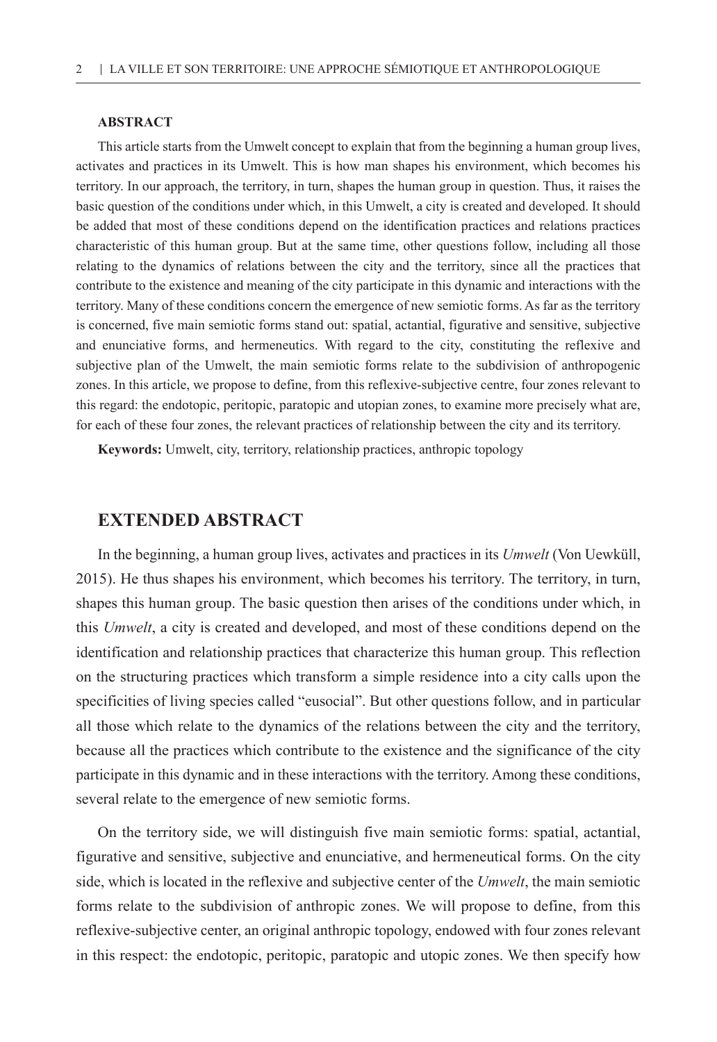**ABSTRACT**

This article starts from the Umwelt concept to explain that from the beginning a human group lives, activates and practices in its Umwelt. This is how man shapes his environment, which becomes his territory. In our approach, the territory, in turn, shapes the human group in question. Thus, it raises the basic question of the conditions under which, in this Umwelt, a city is created and developed. It should be added that most of these conditions depend on the identification practices and relations practices characteristic of this human group. But at the same time, other questions follow, including all those relating to the dynamics of relations between the city and the territory, since all the practices that contribute to the existence and meaning of the city participate in this dynamic and interactions with the territory. Many of these conditions concern the emergence of new semiotic forms. As far as the territory is concerned, five main semiotic forms stand out: spatial, actantial, figurative and sensitive, subjective and enunciative forms, and hermeneutics. With regard to the city, constituting the reflexive and subjective plan of the Umwelt, the main semiotic forms relate to the subdivision of anthropogenic zones. In this article, we propose to define, from this reflexive-subjective centre, four zones relevant to this regard: the endotopic, peritopic, paratopic and utopian zones, to examine more precisely what are, for each of these four zones, the relevant practices of relationship between the city and its territory.

**Keywords:** Umwelt, city, territory, relationship practices, anthropic topology

## EXTENDED ABSTRACT

In the beginning, a human group lives, activates and practices in its *Umwelt* (Von Uewküll, 2015). He thus shapes his environment, which becomes his territory. The territory, in turn, shapes this human group. The basic question then arises of the conditions under which, in this *Umwelt*, a city is created and developed, and most of these conditions depend on the identification and relationship practices that characterize this human group. This reflection on the structuring practices which transform a simple residence into a city calls upon the specificities of living species called "eusocial". But other questions follow, and in particular all those which relate to the dynamics of the relations between the city and the territory, because all the practices which contribute to the existence and the significance of the city participate in this dynamic and in these interactions with the territory. Among these conditions, several relate to the emergence of new semiotic forms.

On the territory side, we will distinguish five main semiotic forms: spatial, actantial, figurative and sensitive, subjective and enunciative, and hermeneutical forms. On the city side, which is located in the reflexive and subjective center of the *Umwelt*, the main semiotic forms relate to the subdivision of anthropic zones. We will propose to define, from this reflexive-subjective center, an original anthropic topology, endowed with four zones relevant in this respect: the endotopic, peritopic, paratopic and utopic zones. We then specify how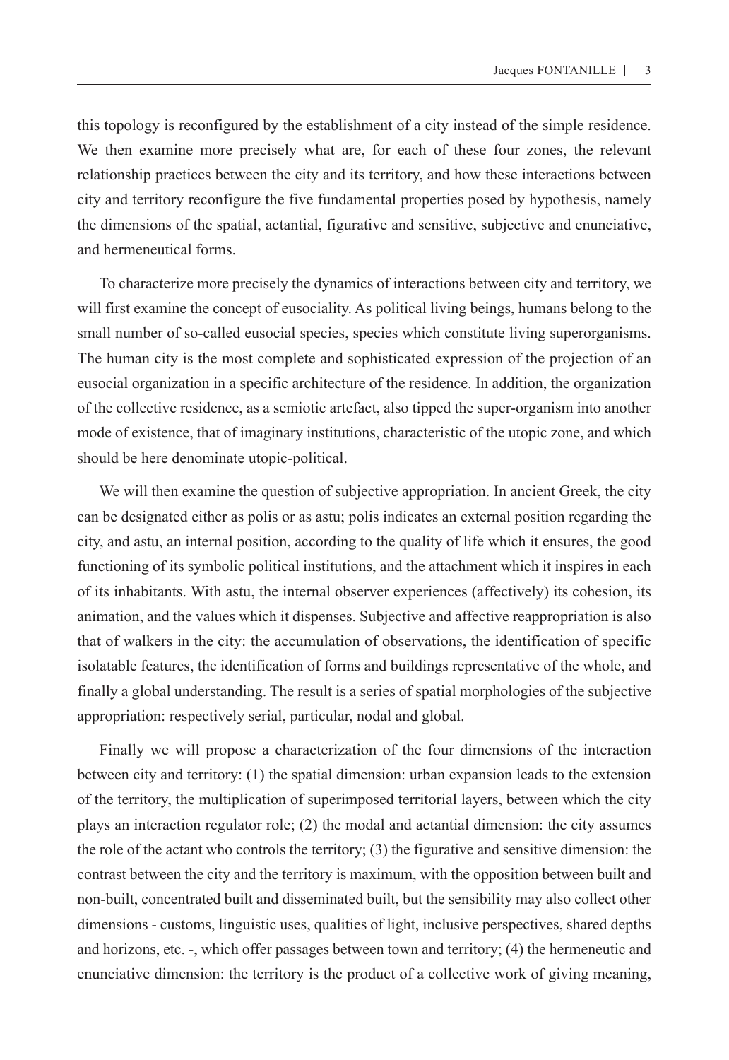this topology is reconfigured by the establishment of a city instead of the simple residence. We then examine more precisely what are, for each of these four zones, the relevant relationship practices between the city and its territory, and how these interactions between city and territory reconfigure the five fundamental properties posed by hypothesis, namely the dimensions of the spatial, actantial, figurative and sensitive, subjective and enunciative, and hermeneutical forms.

To characterize more precisely the dynamics of interactions between city and territory, we will first examine the concept of eusociality. As political living beings, humans belong to the small number of so-called eusocial species, species which constitute living superorganisms. The human city is the most complete and sophisticated expression of the projection of an eusocial organization in a specific architecture of the residence. In addition, the organization of the collective residence, as a semiotic artefact, also tipped the super-organism into another mode of existence, that of imaginary institutions, characteristic of the utopic zone, and which should be here denominate utopic-political.

We will then examine the question of subjective appropriation. In ancient Greek, the city can be designated either as polis or as astu; polis indicates an external position regarding the city, and astu, an internal position, according to the quality of life which it ensures, the good functioning of its symbolic political institutions, and the attachment which it inspires in each of its inhabitants. With astu, the internal observer experiences (affectively) its cohesion, its animation, and the values which it dispenses. Subjective and affective reappropriation is also that of walkers in the city: the accumulation of observations, the identification of specific isolatable features, the identification of forms and buildings representative of the whole, and finally a global understanding. The result is a series of spatial morphologies of the subjective appropriation: respectively serial, particular, nodal and global.

Finally we will propose a characterization of the four dimensions of the interaction between city and territory: (1) the spatial dimension: urban expansion leads to the extension of the territory, the multiplication of superimposed territorial layers, between which the city plays an interaction regulator role; (2) the modal and actantial dimension: the city assumes the role of the actant who controls the territory; (3) the figurative and sensitive dimension: the contrast between the city and the territory is maximum, with the opposition between built and non-built, concentrated built and disseminated built, but the sensibility may also collect other dimensions - customs, linguistic uses, qualities of light, inclusive perspectives, shared depths and horizons, etc. -, which offer passages between town and territory; (4) the hermeneutic and enunciative dimension: the territory is the product of a collective work of giving meaning,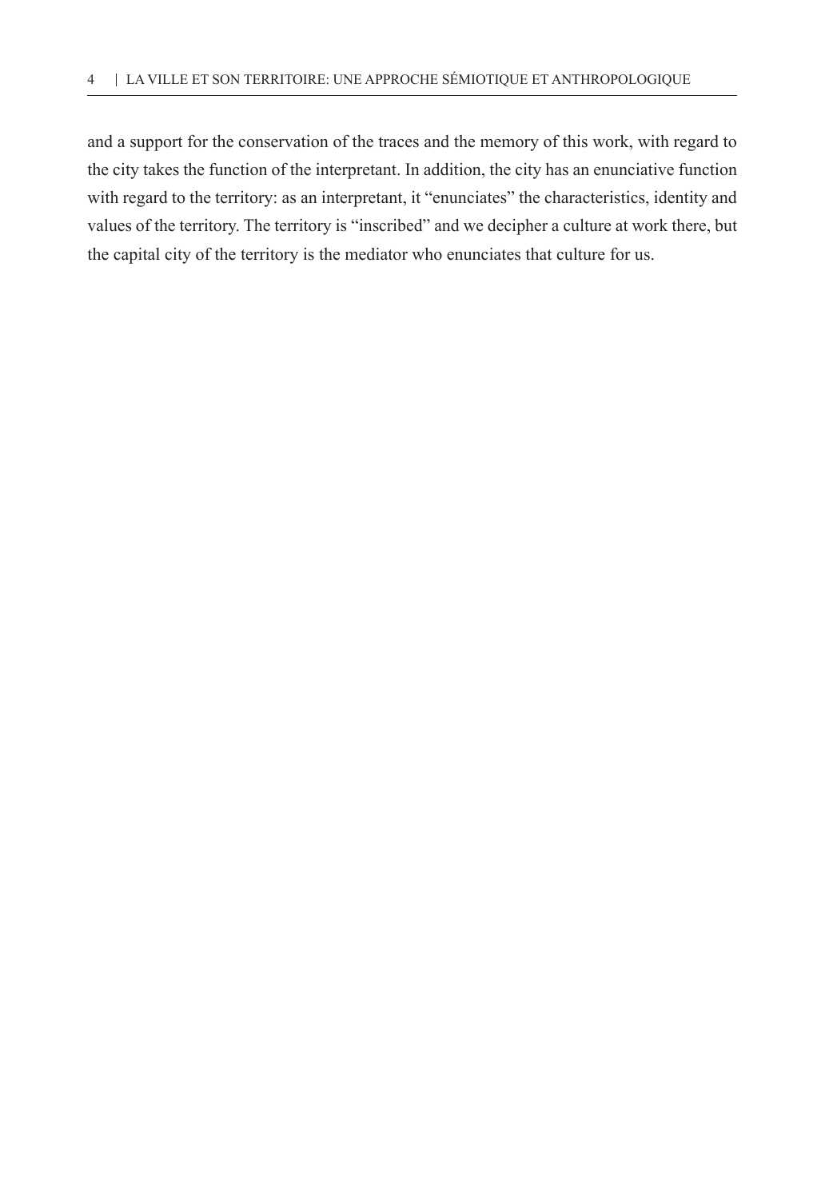and a support for the conservation of the traces and the memory of this work, with regard to the city takes the function of the interpretant. In addition, the city has an enunciative function with regard to the territory: as an interpretant, it "enunciates" the characteristics, identity and values of the territory. The territory is "inscribed" and we decipher a culture at work there, but the capital city of the territory is the mediator who enunciates that culture for us.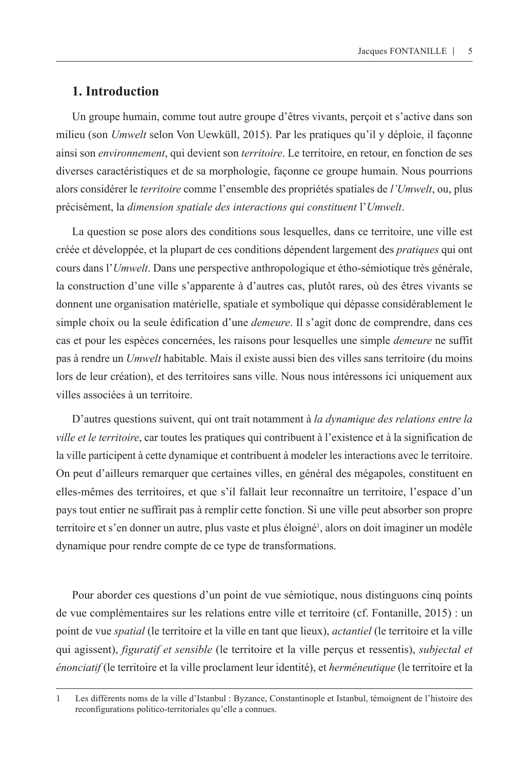## 1. Introduction

Un groupe humain, comme tout autre groupe d'êtres vivants, perçoit et s'active dans son milieu (son *Umwelt* selon Von Uewküll, 2015). Par les pratiques qu'il y déploie, il façonne ainsi son *environnement*, qui devient son *territoire*. Le territoire, en retour, en fonction de ses diverses caractéristiques et de sa morphologie, façonne ce groupe humain. Nous pourrions alors considérer le *territoire* comme l'ensemble des propriétés spatiales de *l'Umwelt*, ou, plus précisément, la *dimension spatiale des interactions qui constituent* l'*Umwelt*.

La question se pose alors des conditions sous lesquelles, dans ce territoire, une ville est créée et développée, et la plupart de ces conditions dépendent largement des *pratiques* qui ont cours dans l'*Umwelt*. Dans une perspective anthropologique et étho-sémiotique très générale, la construction d'une ville s'apparente à d'autres cas, plutôt rares, où des êtres vivants se donnent une organisation matérielle, spatiale et symbolique qui dépasse considérablement le simple choix ou la seule édification d'une *demeure*. Il s'agit donc de comprendre, dans ces cas et pour les espèces concernées, les raisons pour lesquelles une simple *demeure* ne suffit pas à rendre un *Umwelt* habitable. Mais il existe aussi bien des villes sans territoire (du moins lors de leur création), et des territoires sans ville. Nous nous intéressons ici uniquement aux villes associées à un territoire.

D'autres questions suivent, qui ont trait notamment à *la dynamique des relations entre la ville et le territoire*, car toutes les pratiques qui contribuent à l'existence et à la signification de la ville participent à cette dynamique et contribuent à modeler les interactions avec le territoire. On peut d'ailleurs remarquer que certaines villes, en général des mégapoles, constituent en elles-mêmes des territoires, et que s'il fallait leur reconnaître un territoire, l'espace d'un pays tout entier ne suffirait pas à remplir cette fonction. Si une ville peut absorber son propre territoire et s'en donner un autre, plus vaste et plus éloigné[1], alors on doit imaginer un modèle dynamique pour rendre compte de ce type de transformations.

Pour aborder ces questions d'un point de vue sémiotique, nous distinguons cinq points de vue complémentaires sur les relations entre ville et territoire (cf. Fontanille, 2015) : un point de vue *spatial* (le territoire et la ville en tant que lieux), *actantiel* (le territoire et la ville qui agissent), *figuratif et sensible* (le territoire et la ville perçus et ressentis), *subjectal et énonciatif* (le territoire et la ville proclament leur identité), et *herméneutique* (le territoire et la

---

1 Les différents noms de la ville d'Istanbul : Byzance, Constantinople et Istanbul, témoignent de l'histoire des reconfigurations politico-territoriales qu'elle a connues.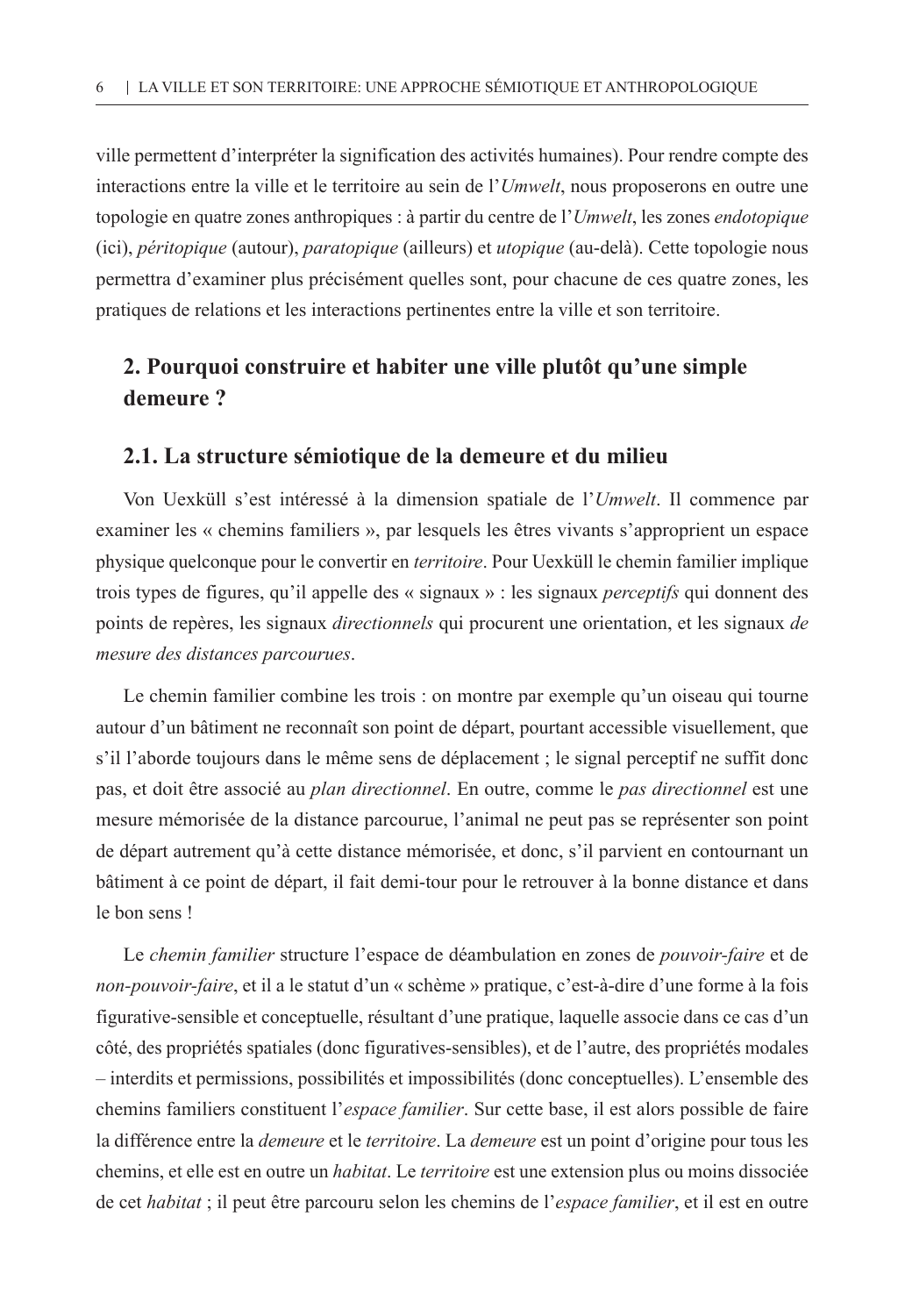ville permettent d'interpréter la signification des activités humaines). Pour rendre compte des interactions entre la ville et le territoire au sein de l'*Umwelt*, nous proposerons en outre une topologie en quatre zones anthropiques : à partir du centre de l'*Umwelt*, les zones *endotopique* (ici), *péritopique* (autour), *paratopique* (ailleurs) et *utopique* (au-delà). Cette topologie nous permettra d'examiner plus précisément quelles sont, pour chacune de ces quatre zones, les pratiques de relations et les interactions pertinentes entre la ville et son territoire.

## 2. Pourquoi construire et habiter une ville plutôt qu'une simple demeure ?

### 2.1. La structure sémiotique de la demeure et du milieu

Von Uexküll s'est intéressé à la dimension spatiale de l'*Umwelt*. Il commence par examiner les « chemins familiers », par lesquels les êtres vivants s'approprient un espace physique quelconque pour le convertir en *territoire*. Pour Uexküll le chemin familier implique trois types de figures, qu'il appelle des « signaux » : les signaux *perceptifs* qui donnent des points de repères, les signaux *directionnels* qui procurent une orientation, et les signaux *de mesure des distances parcourues*.

Le chemin familier combine les trois : on montre par exemple qu'un oiseau qui tourne autour d'un bâtiment ne reconnaît son point de départ, pourtant accessible visuellement, que s'il l'aborde toujours dans le même sens de déplacement ; le signal perceptif ne suffit donc pas, et doit être associé au *plan directionnel*. En outre, comme le *pas directionnel* est une mesure mémorisée de la distance parcourue, l'animal ne peut pas se représenter son point de départ autrement qu'à cette distance mémorisée, et donc, s'il parvient en contournant un bâtiment à ce point de départ, il fait demi-tour pour le retrouver à la bonne distance et dans le bon sens !

Le *chemin familier* structure l'espace de déambulation en zones de *pouvoir-faire* et de *non-pouvoir-faire*, et il a le statut d'un « schème » pratique, c'est-à-dire d'une forme à la fois figurative-sensible et conceptuelle, résultant d'une pratique, laquelle associe dans ce cas d'un côté, des propriétés spatiales (donc figuratives-sensibles), et de l'autre, des propriétés modales – interdits et permissions, possibilités et impossibilités (donc conceptuelles). L'ensemble des chemins familiers constituent l'*espace familier*. Sur cette base, il est alors possible de faire la différence entre la *demeure* et le *territoire*. La *demeure* est un point d'origine pour tous les chemins, et elle est en outre un *habitat*. Le *territoire* est une extension plus ou moins dissociée de cet *habitat* ; il peut être parcouru selon les chemins de l'*espace familier*, et il est en outre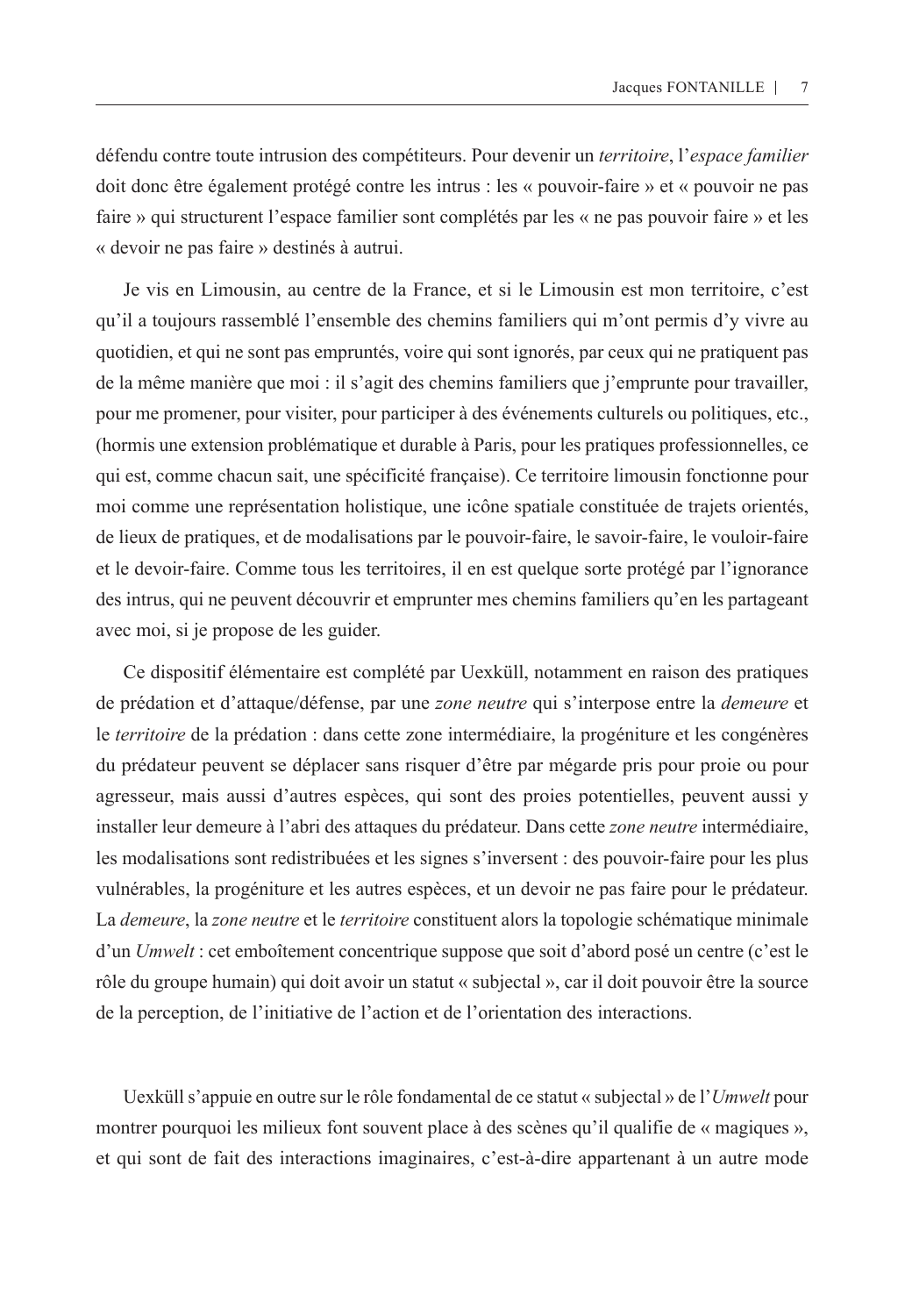défendu contre toute intrusion des compétiteurs. Pour devenir un *territoire*, l'*espace familier* doit donc être également protégé contre les intrus : les « pouvoir-faire » et « pouvoir ne pas faire » qui structurent l'espace familier sont complétés par les « ne pas pouvoir faire » et les « devoir ne pas faire » destinés à autrui.

Je vis en Limousin, au centre de la France, et si le Limousin est mon territoire, c'est qu'il a toujours rassemblé l'ensemble des chemins familiers qui m'ont permis d'y vivre au quotidien, et qui ne sont pas empruntés, voire qui sont ignorés, par ceux qui ne pratiquent pas de la même manière que moi : il s'agit des chemins familiers que j'emprunte pour travailler, pour me promener, pour visiter, pour participer à des événements culturels ou politiques, etc., (hormis une extension problématique et durable à Paris, pour les pratiques professionnelles, ce qui est, comme chacun sait, une spécificité française). Ce territoire limousin fonctionne pour moi comme une représentation holistique, une icône spatiale constituée de trajets orientés, de lieux de pratiques, et de modalisations par le pouvoir-faire, le savoir-faire, le vouloir-faire et le devoir-faire. Comme tous les territoires, il en est quelque sorte protégé par l'ignorance des intrus, qui ne peuvent découvrir et emprunter mes chemins familiers qu'en les partageant avec moi, si je propose de les guider.

Ce dispositif élémentaire est complété par Uexküll, notamment en raison des pratiques de prédation et d'attaque/défense, par une *zone neutre* qui s'interpose entre la *demeure* et le *territoire* de la prédation : dans cette zone intermédiaire, la progéniture et les congénères du prédateur peuvent se déplacer sans risquer d'être par mégarde pris pour proie ou pour agresseur, mais aussi d'autres espèces, qui sont des proies potentielles, peuvent aussi y installer leur demeure à l'abri des attaques du prédateur. Dans cette *zone neutre* intermédiaire, les modalisations sont redistribuées et les signes s'inversent : des pouvoir-faire pour les plus vulnérables, la progéniture et les autres espèces, et un devoir ne pas faire pour le prédateur. La *demeure*, la *zone neutre* et le *territoire* constituent alors la topologie schématique minimale d'un *Umwelt* : cet emboîtement concentrique suppose que soit d'abord posé un centre (c'est le rôle du groupe humain) qui doit avoir un statut « subjectal », car il doit pouvoir être la source de la perception, de l'initiative de l'action et de l'orientation des interactions.

Uexküll s'appuie en outre sur le rôle fondamental de ce statut « subjectal » de l'*Umwelt* pour montrer pourquoi les milieux font souvent place à des scènes qu'il qualifie de « magiques », et qui sont de fait des interactions imaginaires, c'est-à-dire appartenant à un autre mode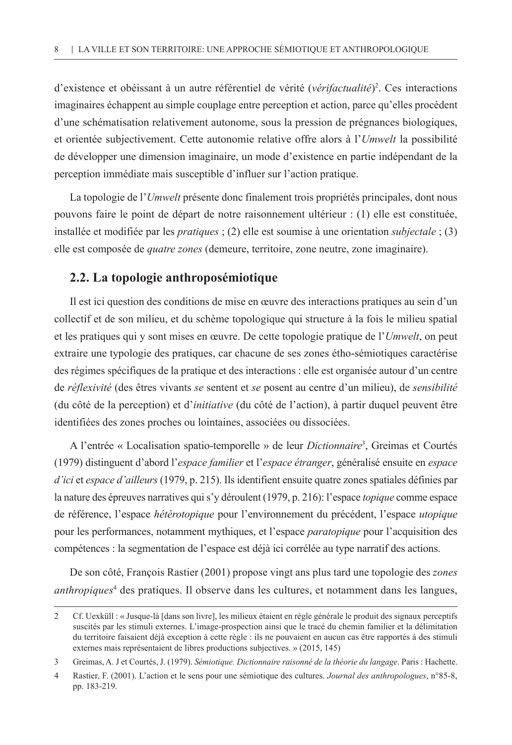d'existence et obéissant à un autre référentiel de vérité (*vérifactualité*)[2]. Ces interactions imaginaires échappent au simple couplage entre perception et action, parce qu'elles procèdent d'une schématisation relativement autonome, sous la pression de prégnances biologiques, et orientée subjectivement. Cette autonomie relative offre alors à l'*Umwelt* la possibilité de développer une dimension imaginaire, un mode d'existence en partie indépendant de la perception immédiate mais susceptible d'influer sur l'action pratique.

La topologie de l'*Umwelt* présente donc finalement trois propriétés principales, dont nous pouvons faire le point de départ de notre raisonnement ultérieur : (1) elle est constituée, installée et modifiée par les *pratiques* ; (2) elle est soumise à une orientation *subjectale* ; (3) elle est composée de *quatre zones* (demeure, territoire, zone neutre, zone imaginaire).

## 2.2. La topologie anthroposémiotique

Il est ici question des conditions de mise en œuvre des interactions pratiques au sein d'un collectif et de son milieu, et du schème topologique qui structure à la fois le milieu spatial et les pratiques qui y sont mises en œuvre. De cette topologie pratique de l'*Umwelt*, on peut extraire une typologie des pratiques, car chacune de ses zones étho-sémiotiques caractérise des régimes spécifiques de la pratique et des interactions : elle est organisée autour d'un centre de *réflexivité* (des êtres vivants *se* sentent et *se* posent au centre d'un milieu), de *sensibilité* (du côté de la perception) et d'*initiative* (du côté de l'action), à partir duquel peuvent être identifiées des zones proches ou lointaines, associées ou dissociées.

A l'entrée « Localisation spatio-temporelle » de leur *Dictionnaire*[3], Greimas et Courtés (1979) distinguent d'abord l'*espace familier* et l'*espace étranger*, généralisé ensuite en *espace d'ici* et *espace d'ailleurs* (1979, p. 215). Ils identifient ensuite quatre zones spatiales définies par la nature des épreuves narratives qui s'y déroulent (1979, p. 216): l'espace *topique* comme espace de référence, l'espace *hétérotopique* pour l'environnement du précédent, l'espace *utopique* pour les performances, notamment mythiques, et l'espace *paratopique* pour l'acquisition des compétences : la segmentation de l'espace est déjà ici corrélée au type narratif des actions.

De son côté, François Rastier (2001) propose vingt ans plus tard une topologie des *zones anthropiques*[4] des pratiques. Il observe dans les cultures, et notamment dans les langues,

---

2 Cf. Uexküll : « Jusque-là [dans son livre], les milieux étaient en règle générale le produit des signaux perceptifs suscités par les stimuli externes. L'image-prospection ainsi que le tracé du chemin familier et la délimitation du territoire faisaient déjà exception à cette règle : ils ne pouvaient en aucun cas être rapportés à des stimuli externes mais représentaient de libres productions subjectives. » (2015, 145)

3 Greimas, A. J et Courtés, J. (1979). *Sémiotique. Dictionnaire raisonné de la théorie du langage*. Paris : Hachette.

4 Rastier, F. (2001). L'action et le sens pour une sémiotique des cultures. *Journal des anthropologues*, n°85-8, pp. 183-219.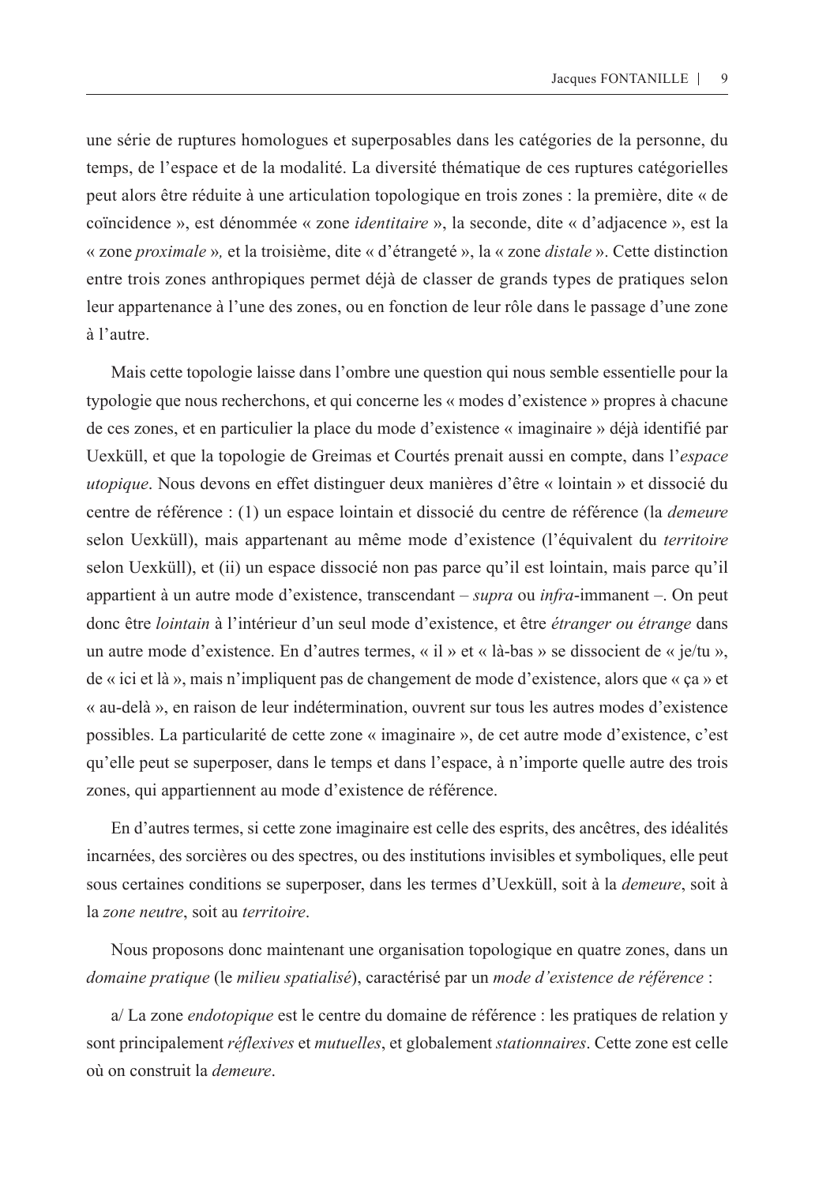une série de ruptures homologues et superposables dans les catégories de la personne, du temps, de l'espace et de la modalité. La diversité thématique de ces ruptures catégorielles peut alors être réduite à une articulation topologique en trois zones : la première, dite « de coïncidence », est dénommée « zone *identitaire* », la seconde, dite « d'adjacence », est la « zone *proximale* », et la troisième, dite « d'étrangeté », la « zone *distale* ». Cette distinction entre trois zones anthropiques permet déjà de classer de grands types de pratiques selon leur appartenance à l'une des zones, ou en fonction de leur rôle dans le passage d'une zone à l'autre.

Mais cette topologie laisse dans l'ombre une question qui nous semble essentielle pour la typologie que nous recherchons, et qui concerne les « modes d'existence » propres à chacune de ces zones, et en particulier la place du mode d'existence « imaginaire » déjà identifié par Uexküll, et que la topologie de Greimas et Courtés prenait aussi en compte, dans l'*espace utopique*. Nous devons en effet distinguer deux manières d'être « lointain » et dissocié du centre de référence : (1) un espace lointain et dissocié du centre de référence (la *demeure* selon Uexküll), mais appartenant au même mode d'existence (l'équivalent du *territoire* selon Uexküll), et (ii) un espace dissocié non pas parce qu'il est lointain, mais parce qu'il appartient à un autre mode d'existence, transcendant – *supra* ou *infra*-immanent –. On peut donc être *lointain* à l'intérieur d'un seul mode d'existence, et être *étranger ou étrange* dans un autre mode d'existence. En d'autres termes, « il » et « là-bas » se dissocient de « je/tu », de « ici et là », mais n'impliquent pas de changement de mode d'existence, alors que « ça » et « au-delà », en raison de leur indétermination, ouvrent sur tous les autres modes d'existence possibles. La particularité de cette zone « imaginaire », de cet autre mode d'existence, c'est qu'elle peut se superposer, dans le temps et dans l'espace, à n'importe quelle autre des trois zones, qui appartiennent au mode d'existence de référence.

En d'autres termes, si cette zone imaginaire est celle des esprits, des ancêtres, des idéalités incarnées, des sorcières ou des spectres, ou des institutions invisibles et symboliques, elle peut sous certaines conditions se superposer, dans les termes d'Uexküll, soit à la *demeure*, soit à la *zone neutre*, soit au *territoire*.

Nous proposons donc maintenant une organisation topologique en quatre zones, dans un *domaine pratique* (le *milieu spatialisé*), caractérisé par un *mode d'existence de référence* :

a/ La zone *endotopique* est le centre du domaine de référence : les pratiques de relation y sont principalement *réflexives* et *mutuelles*, et globalement *stationnaires*. Cette zone est celle où on construit la *demeure*.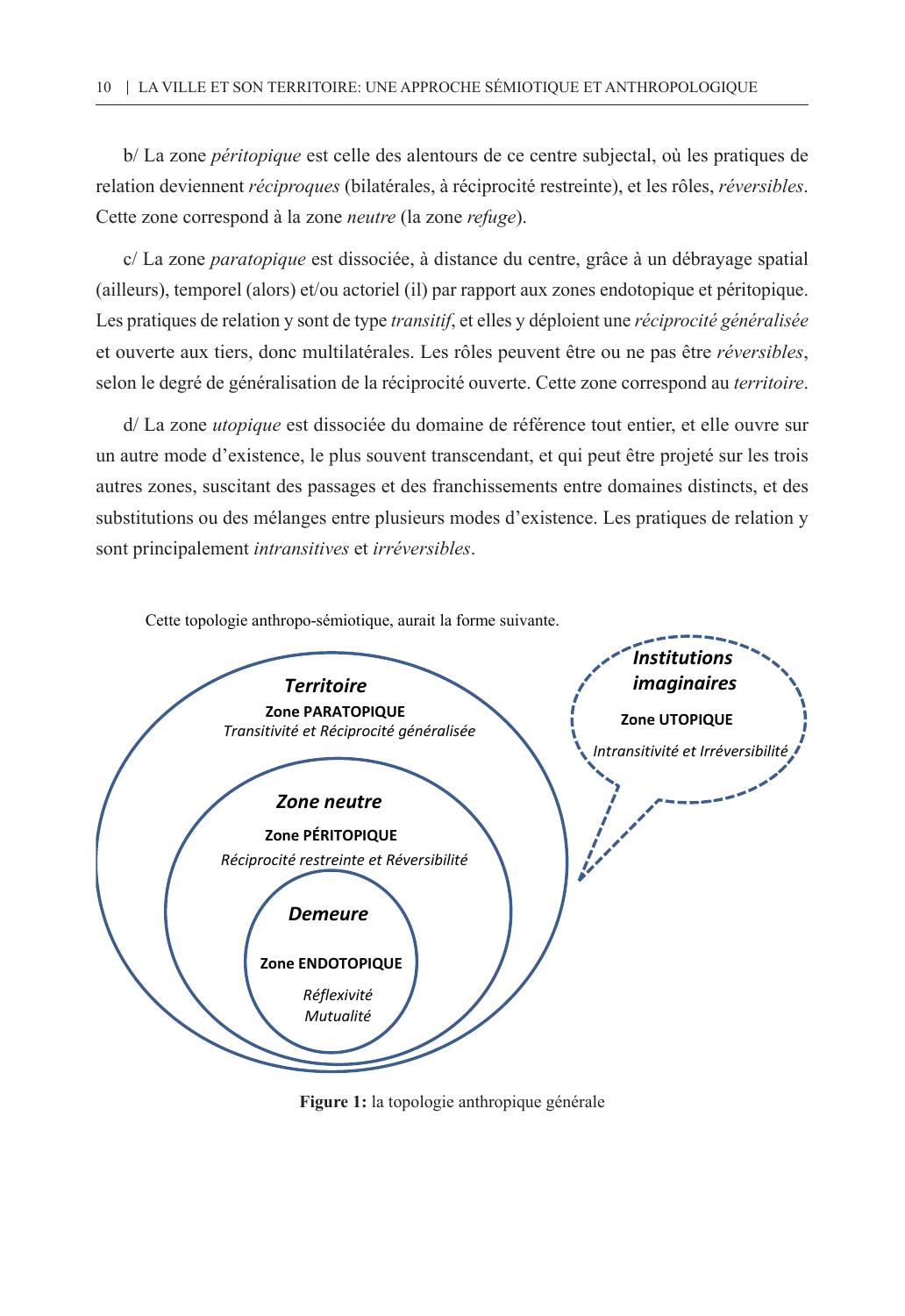b/ La zone *péritopique* est celle des alentours de ce centre subjectal, où les pratiques de relation deviennent *réciproques* (bilatérales, à réciprocité restreinte), et les rôles, *réversibles*. Cette zone correspond à la zone *neutre* (la zone *refuge*).

c/ La zone *paratopique* est dissociée, à distance du centre, grâce à un débrayage spatial (ailleurs), temporel (alors) et/ou actoriel (il) par rapport aux zones endotopique et péritopique. Les pratiques de relation y sont de type *transitif*, et elles y déploient une *réciprocité généralisée* et ouverte aux tiers, donc multilatérales. Les rôles peuvent être ou ne pas être *réversibles*, selon le degré de généralisation de la réciprocité ouverte. Cette zone correspond au *territoire*.

d/ La zone *utopique* est dissociée du domaine de référence tout entier, et elle ouvre sur un autre mode d'existence, le plus souvent transcendant, et qui peut être projeté sur les trois autres zones, suscitant des passages et des franchissements entre domaines distincts, et des substitutions ou des mélanges entre plusieurs modes d'existence. Les pratiques de relation y sont principalement *intransitives* et *irréversibles*.

Cette topologie anthropo-sémiotique, aurait la forme suivante.

***Territoire***
**Zone PARATOPIQUE**
*Transitivité et Réciprocité généralisée*

***Zone neutre***
**Zone PÉRITOPIQUE**
*Réciprocité restreinte et Réversibilité*

***Demeure***
**Zone ENDOTOPIQUE**
*Réflexivité*
*Mutualité*

***Institutions imaginaires***
**Zone UTOPIQUE**
*Intransitivité et Irréversibilité*

**Figure 1:** la topologie anthropique générale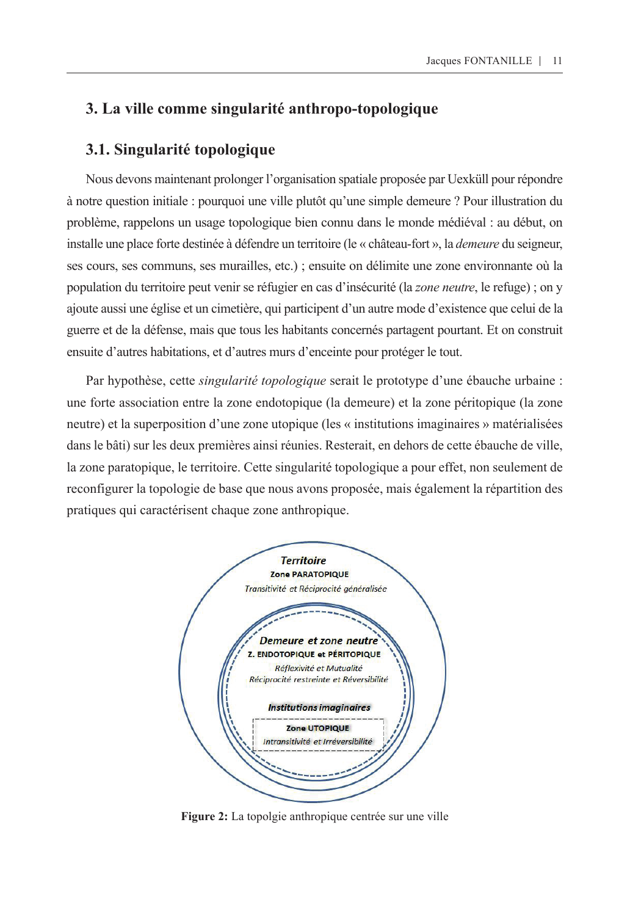## 3. La ville comme singularité anthropo-topologique

### 3.1. Singularité topologique

Nous devons maintenant prolonger l'organisation spatiale proposée par Uexküll pour répondre à notre question initiale : pourquoi une ville plutôt qu'une simple demeure ? Pour illustration du problème, rappelons un usage topologique bien connu dans le monde médiéval : au début, on installe une place forte destinée à défendre un territoire (le « château-fort », la *demeure* du seigneur, ses cours, ses communs, ses murailles, etc.) ; ensuite on délimite une zone environnante où la population du territoire peut venir se réfugier en cas d'insécurité (la *zone neutre*, le refuge) ; on y ajoute aussi une église et un cimetière, qui participent d'un autre mode d'existence que celui de la guerre et de la défense, mais que tous les habitants concernés partagent pourtant. Et on construit ensuite d'autres habitations, et d'autres murs d'enceinte pour protéger le tout.

Par hypothèse, cette *singularité topologique* serait le prototype d'une ébauche urbaine : une forte association entre la zone endotopique (la demeure) et la zone péritopique (la zone neutre) et la superposition d'une zone utopique (les « institutions imaginaires » matérialisées dans le bâti) sur les deux premières ainsi réunies. Resterait, en dehors de cette ébauche de ville, la zone paratopique, le territoire. Cette singularité topologique a pour effet, non seulement de reconfigurer la topologie de base que nous avons proposée, mais également la répartition des pratiques qui caractérisent chaque zone anthropique.

*Territoire*
**Zone PARATOPIQUE**
*Transitivité et Réciprocité généralisée*

*Demeure et zone neutre*
**Z. ENDOTOPIQUE et PÉRITOPIQUE**
*Réflexivité et Mutualité*
*Réciprocité restreinte et Réversibilité*

*Institutions imaginaires*
**Zone UTOPIQUE**
*Intransitivité et Irréversibilité*

**Figure 2:** La topolgie anthropique centrée sur une ville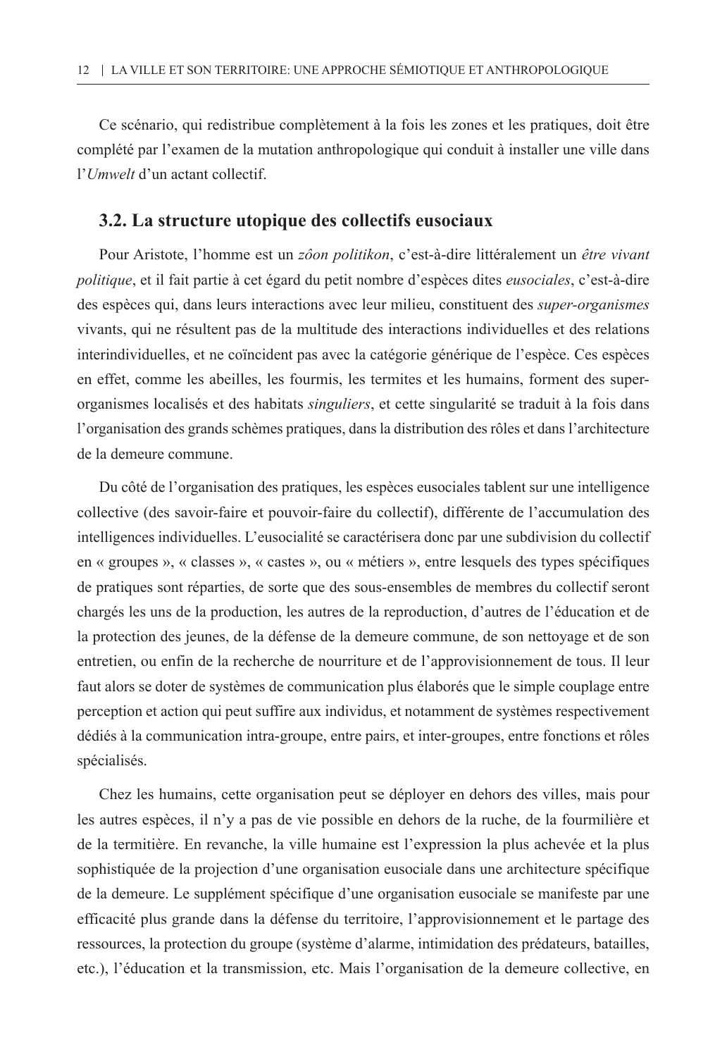Ce scénario, qui redistribue complètement à la fois les zones et les pratiques, doit être complété par l'examen de la mutation anthropologique qui conduit à installer une ville dans l'*Umwelt* d'un actant collectif.

### 3.2. La structure utopique des collectifs eusociaux

Pour Aristote, l'homme est un *zôon politikon*, c'est-à-dire littéralement un *être vivant politique*, et il fait partie à cet égard du petit nombre d'espèces dites *eusociales*, c'est-à-dire des espèces qui, dans leurs interactions avec leur milieu, constituent des *super-organismes* vivants, qui ne résultent pas de la multitude des interactions individuelles et des relations interindividuelles, et ne coïncident pas avec la catégorie générique de l'espèce. Ces espèces en effet, comme les abeilles, les fourmis, les termites et les humains, forment des super-organismes localisés et des habitats *singuliers*, et cette singularité se traduit à la fois dans l'organisation des grands schèmes pratiques, dans la distribution des rôles et dans l'architecture de la demeure commune.

Du côté de l'organisation des pratiques, les espèces eusociales tablent sur une intelligence collective (des savoir-faire et pouvoir-faire du collectif), différente de l'accumulation des intelligences individuelles. L'eusocialité se caractérisera donc par une subdivision du collectif en « groupes », « classes », « castes », ou « métiers », entre lesquels des types spécifiques de pratiques sont réparties, de sorte que des sous-ensembles de membres du collectif seront chargés les uns de la production, les autres de la reproduction, d'autres de l'éducation et de la protection des jeunes, de la défense de la demeure commune, de son nettoyage et de son entretien, ou enfin de la recherche de nourriture et de l'approvisionnement de tous. Il leur faut alors se doter de systèmes de communication plus élaborés que le simple couplage entre perception et action qui peut suffire aux individus, et notamment de systèmes respectivement dédiés à la communication intra-groupe, entre pairs, et inter-groupes, entre fonctions et rôles spécialisés.

Chez les humains, cette organisation peut se déployer en dehors des villes, mais pour les autres espèces, il n'y a pas de vie possible en dehors de la ruche, de la fourmilière et de la termitière. En revanche, la ville humaine est l'expression la plus achevée et la plus sophistiquée de la projection d'une organisation eusociale dans une architecture spécifique de la demeure. Le supplément spécifique d'une organisation eusociale se manifeste par une efficacité plus grande dans la défense du territoire, l'approvisionnement et le partage des ressources, la protection du groupe (système d'alarme, intimidation des prédateurs, batailles, etc.), l'éducation et la transmission, etc. Mais l'organisation de la demeure collective, en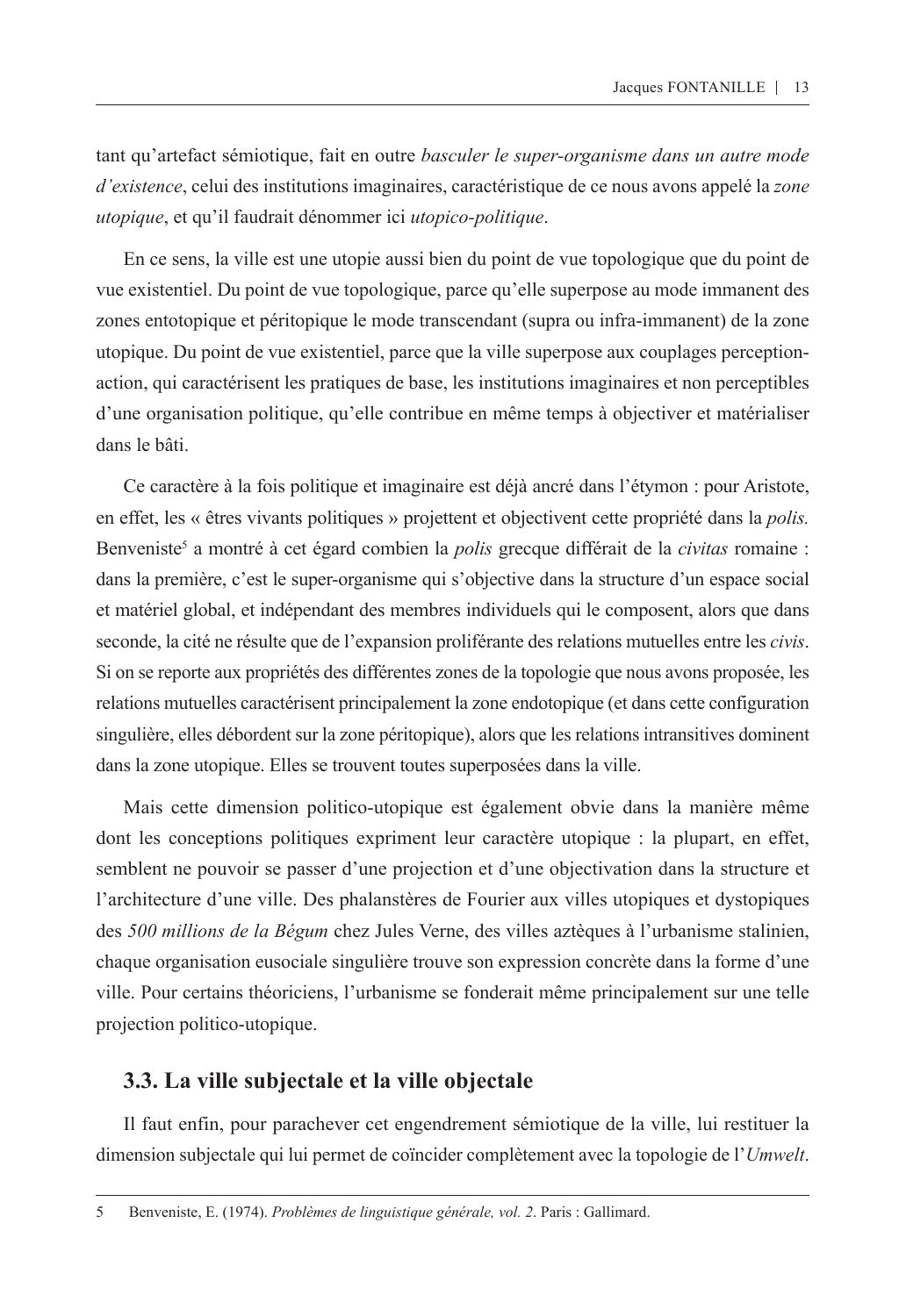tant qu'artefact sémiotique, fait en outre *basculer le super-organisme dans un autre mode d'existence*, celui des institutions imaginaires, caractéristique de ce nous avons appelé la *zone utopique*, et qu'il faudrait dénommer ici *utopico-politique*.

En ce sens, la ville est une utopie aussi bien du point de vue topologique que du point de vue existentiel. Du point de vue topologique, parce qu'elle superpose au mode immanent des zones entotopique et péritopique le mode transcendant (supra ou infra-immanent) de la zone utopique. Du point de vue existentiel, parce que la ville superpose aux couplages perception-action, qui caractérisent les pratiques de base, les institutions imaginaires et non perceptibles d'une organisation politique, qu'elle contribue en même temps à objectiver et matérialiser dans le bâti.

Ce caractère à la fois politique et imaginaire est déjà ancré dans l'étymon : pour Aristote, en effet, les « êtres vivants politiques » projettent et objectivent cette propriété dans la *polis.* Benveniste[5] a montré à cet égard combien la *polis* grecque différait de la *civitas* romaine : dans la première, c'est le super-organisme qui s'objective dans la structure d'un espace social et matériel global, et indépendant des membres individuels qui le composent, alors que dans seconde, la cité ne résulte que de l'expansion proliférante des relations mutuelles entre les *civis*. Si on se reporte aux propriétés des différentes zones de la topologie que nous avons proposée, les relations mutuelles caractérisent principalement la zone endotopique (et dans cette configuration singulière, elles débordent sur la zone péritopique), alors que les relations intransitives dominent dans la zone utopique. Elles se trouvent toutes superposées dans la ville.

Mais cette dimension politico-utopique est également obvie dans la manière même dont les conceptions politiques expriment leur caractère utopique : la plupart, en effet, semblent ne pouvoir se passer d'une projection et d'une objectivation dans la structure et l'architecture d'une ville. Des phalanstères de Fourier aux villes utopiques et dystopiques des *500 millions de la Bégum* chez Jules Verne, des villes aztèques à l'urbanisme stalinien, chaque organisation eusociale singulière trouve son expression concrète dans la forme d'une ville. Pour certains théoriciens, l'urbanisme se fonderait même principalement sur une telle projection politico-utopique.

### 3.3. La ville subjectale et la ville objectale

Il faut enfin, pour parachever cet engendrement sémiotique de la ville, lui restituer la dimension subjectale qui lui permet de coïncider complètement avec la topologie de l'*Umwelt*.

---

5 Benveniste, E. (1974). *Problèmes de linguistique générale, vol. 2*. Paris : Gallimard.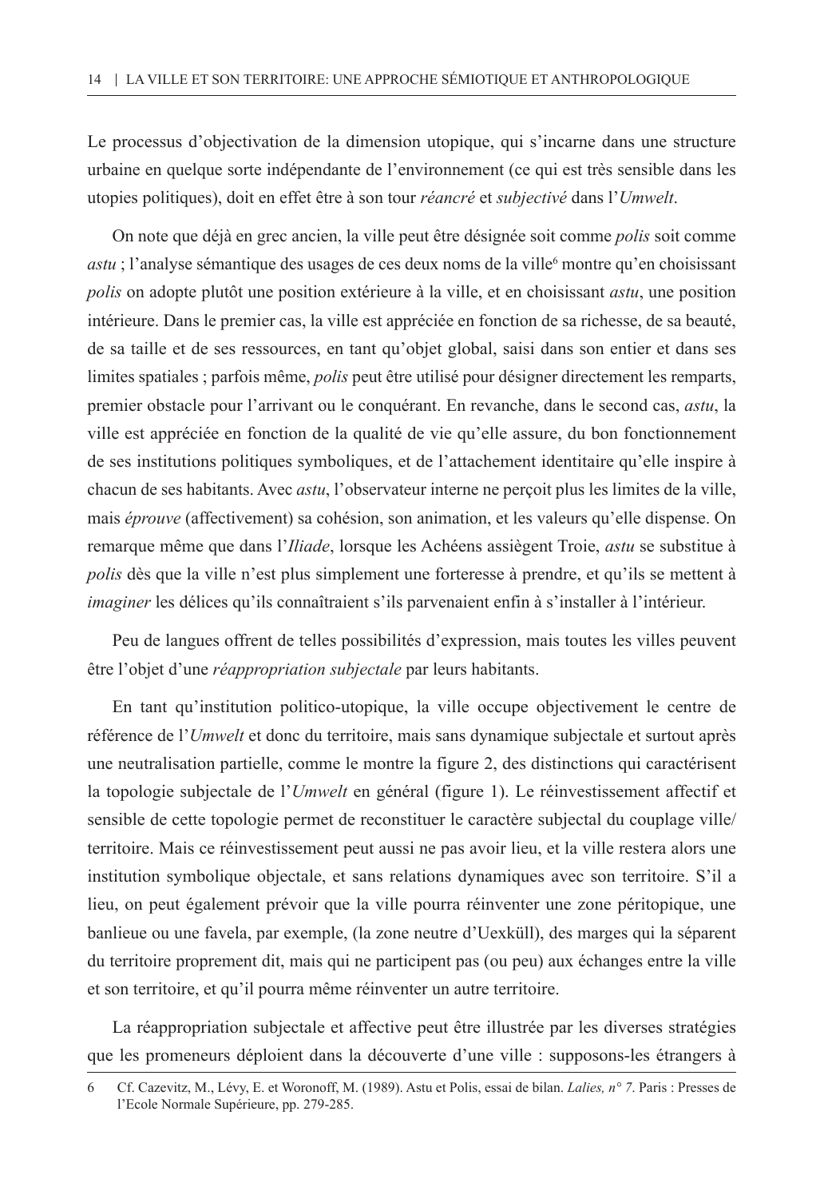Le processus d'objectivation de la dimension utopique, qui s'incarne dans une structure urbaine en quelque sorte indépendante de l'environnement (ce qui est très sensible dans les utopies politiques), doit en effet être à son tour *réancré* et *subjectivé* dans l'*Umwelt*.

On note que déjà en grec ancien, la ville peut être désignée soit comme *polis* soit comme *astu* ; l'analyse sémantique des usages de ces deux noms de la ville[6] montre qu'en choisissant *polis* on adopte plutôt une position extérieure à la ville, et en choisissant *astu*, une position intérieure. Dans le premier cas, la ville est appréciée en fonction de sa richesse, de sa beauté, de sa taille et de ses ressources, en tant qu'objet global, saisi dans son entier et dans ses limites spatiales ; parfois même, *polis* peut être utilisé pour désigner directement les remparts, premier obstacle pour l'arrivant ou le conquérant. En revanche, dans le second cas, *astu*, la ville est appréciée en fonction de la qualité de vie qu'elle assure, du bon fonctionnement de ses institutions politiques symboliques, et de l'attachement identitaire qu'elle inspire à chacun de ses habitants. Avec *astu*, l'observateur interne ne perçoit plus les limites de la ville, mais *éprouve* (affectivement) sa cohésion, son animation, et les valeurs qu'elle dispense. On remarque même que dans l'*Iliade*, lorsque les Achéens assiègent Troie, *astu* se substitue à *polis* dès que la ville n'est plus simplement une forteresse à prendre, et qu'ils se mettent à *imaginer* les délices qu'ils connaîtraient s'ils parvenaient enfin à s'installer à l'intérieur.

Peu de langues offrent de telles possibilités d'expression, mais toutes les villes peuvent être l'objet d'une *réappropriation subjectale* par leurs habitants.

En tant qu'institution politico-utopique, la ville occupe objectivement le centre de référence de l'*Umwelt* et donc du territoire, mais sans dynamique subjectale et surtout après une neutralisation partielle, comme le montre la figure 2, des distinctions qui caractérisent la topologie subjectale de l'*Umwelt* en général (figure 1). Le réinvestissement affectif et sensible de cette topologie permet de reconstituer le caractère subjectal du couplage ville/territoire. Mais ce réinvestissement peut aussi ne pas avoir lieu, et la ville restera alors une institution symbolique objectale, et sans relations dynamiques avec son territoire. S'il a lieu, on peut également prévoir que la ville pourra réinventer une zone péritopique, une banlieue ou une favela, par exemple, (la zone neutre d'Uexküll), des marges qui la séparent du territoire proprement dit, mais qui ne participent pas (ou peu) aux échanges entre la ville et son territoire, et qu'il pourra même réinventer un autre territoire.

La réappropriation subjectale et affective peut être illustrée par les diverses stratégies que les promeneurs déploient dans la découverte d'une ville : supposons-les étrangers à

6 Cf. Cazevitz, M., Lévy, E. et Woronoff, M. (1989). Astu et Polis, essai de bilan. *Lalies, n° 7*. Paris : Presses de l'Ecole Normale Supérieure, pp. 279-285.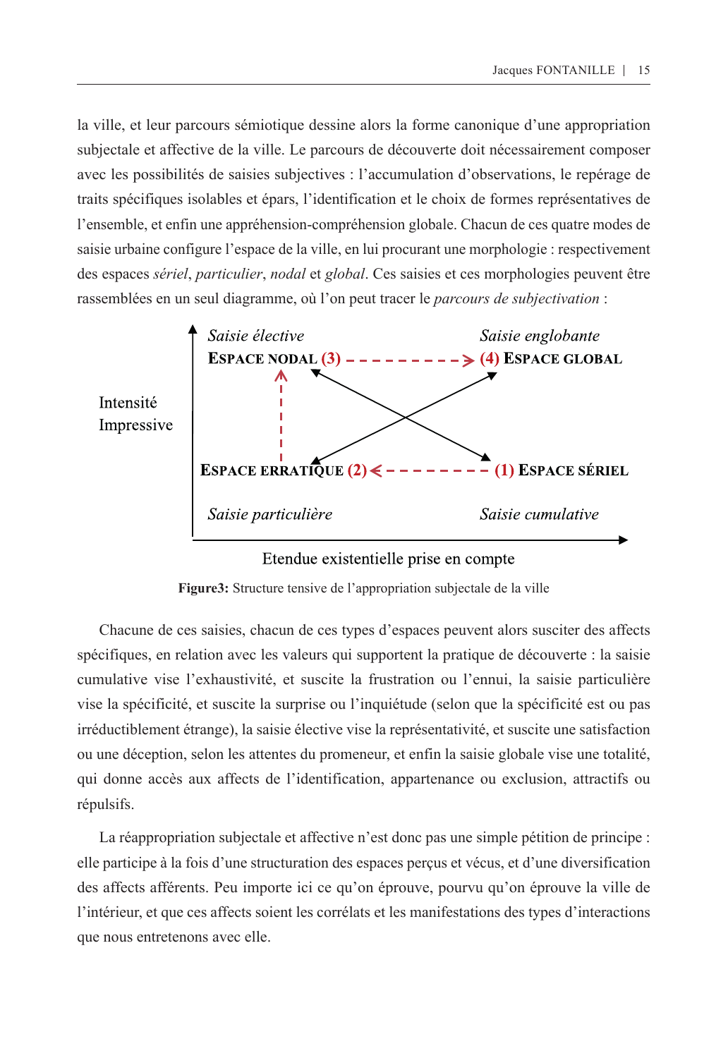la ville, et leur parcours sémiotique dessine alors la forme canonique d'une appropriation subjectale et affective de la ville. Le parcours de découverte doit nécessairement composer avec les possibilités de saisies subjectives : l'accumulation d'observations, le repérage de traits spécifiques isolables et épars, l'identification et le choix de formes représentatives de l'ensemble, et enfin une appréhension-compréhension globale. Chacun de ces quatre modes de saisie urbaine configure l'espace de la ville, en lui procurant une morphologie : respectivement des espaces *sériel*, *particulier*, *nodal* et *global*. Ces saisies et ces morphologies peuvent être rassemblées en un seul diagramme, où l'on peut tracer le *parcours de subjectivation* :

*Saisie élective* — ESPACE NODAL (3) - - - - → (4) ESPACE GLOBAL — *Saisie englobante*

Intensité Impressive

*Saisie particulière* — ESPACE ERRATIQUE (2) ← - - - - (1) ESPACE SÉRIEL — *Saisie cumulative*

Etendue existentielle prise en compte

**Figure3:** Structure tensive de l'appropriation subjectale de la ville

Chacune de ces saisies, chacun de ces types d'espaces peuvent alors susciter des affects spécifiques, en relation avec les valeurs qui supportent la pratique de découverte : la saisie cumulative vise l'exhaustivité, et suscite la frustration ou l'ennui, la saisie particulière vise la spécificité, et suscite la surprise ou l'inquiétude (selon que la spécificité est ou pas irréductiblement étrange), la saisie élective vise la représentativité, et suscite une satisfaction ou une déception, selon les attentes du promeneur, et enfin la saisie globale vise une totalité, qui donne accès aux affects de l'identification, appartenance ou exclusion, attractifs ou répulsifs.

La réappropriation subjectale et affective n'est donc pas une simple pétition de principe : elle participe à la fois d'une structuration des espaces perçus et vécus, et d'une diversification des affects afférents. Peu importe ici ce qu'on éprouve, pourvu qu'on éprouve la ville de l'intérieur, et que ces affects soient les corrélats et les manifestations des types d'interactions que nous entretenons avec elle.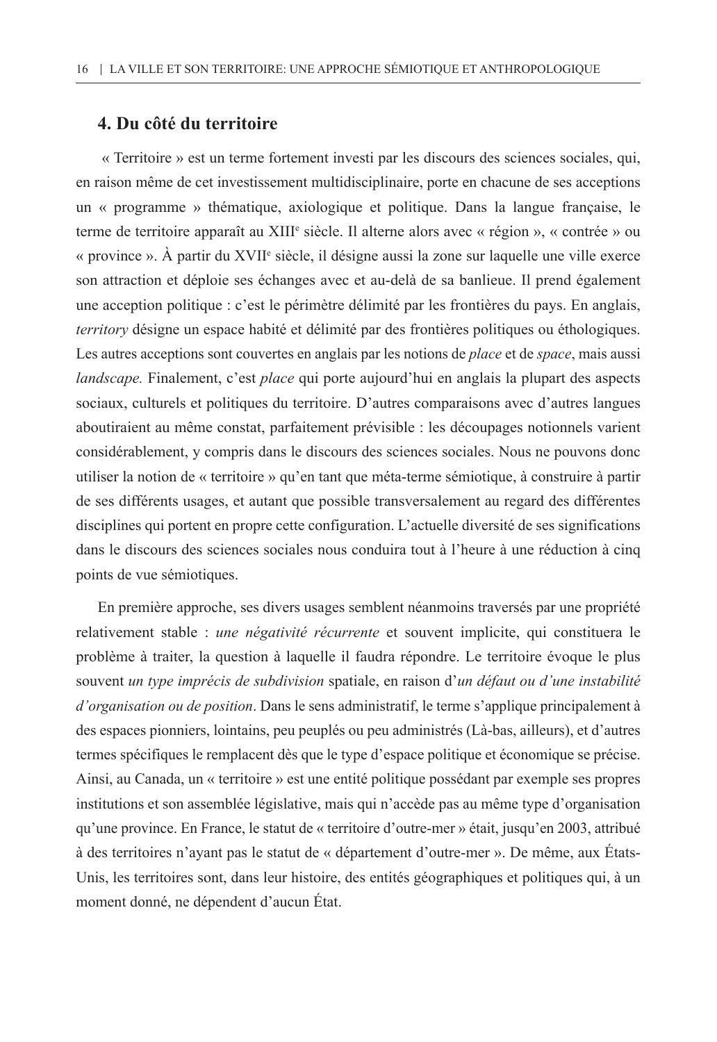## 4. Du côté du territoire

« Territoire » est un terme fortement investi par les discours des sciences sociales, qui, en raison même de cet investissement multidisciplinaire, porte en chacune de ses acceptions un « programme » thématique, axiologique et politique. Dans la langue française, le terme de territoire apparaît au XIIIe siècle. Il alterne alors avec « région », « contrée » ou « province ». À partir du XVIIe siècle, il désigne aussi la zone sur laquelle une ville exerce son attraction et déploie ses échanges avec et au-delà de sa banlieue. Il prend également une acception politique : c'est le périmètre délimité par les frontières du pays. En anglais, *territory* désigne un espace habité et délimité par des frontières politiques ou éthologiques. Les autres acceptions sont couvertes en anglais par les notions de *place* et de *space*, mais aussi *landscape.* Finalement, c'est *place* qui porte aujourd'hui en anglais la plupart des aspects sociaux, culturels et politiques du territoire. D'autres comparaisons avec d'autres langues aboutiraient au même constat, parfaitement prévisible : les découpages notionnels varient considérablement, y compris dans le discours des sciences sociales. Nous ne pouvons donc utiliser la notion de « territoire » qu'en tant que méta-terme sémiotique, à construire à partir de ses différents usages, et autant que possible transversalement au regard des différentes disciplines qui portent en propre cette configuration. L'actuelle diversité de ses significations dans le discours des sciences sociales nous conduira tout à l'heure à une réduction à cinq points de vue sémiotiques.

En première approche, ses divers usages semblent néanmoins traversés par une propriété relativement stable : *une négativité récurrente* et souvent implicite, qui constituera le problème à traiter, la question à laquelle il faudra répondre. Le territoire évoque le plus souvent *un type imprécis de subdivision* spatiale, en raison d'*un défaut ou d'une instabilité d'organisation ou de position*. Dans le sens administratif, le terme s'applique principalement à des espaces pionniers, lointains, peu peuplés ou peu administrés (Là-bas, ailleurs), et d'autres termes spécifiques le remplacent dès que le type d'espace politique et économique se précise. Ainsi, au Canada, un « territoire » est une entité politique possédant par exemple ses propres institutions et son assemblée législative, mais qui n'accède pas au même type d'organisation qu'une province. En France, le statut de « territoire d'outre-mer » était, jusqu'en 2003, attribué à des territoires n'ayant pas le statut de « département d'outre-mer ». De même, aux États-Unis, les territoires sont, dans leur histoire, des entités géographiques et politiques qui, à un moment donné, ne dépendent d'aucun État.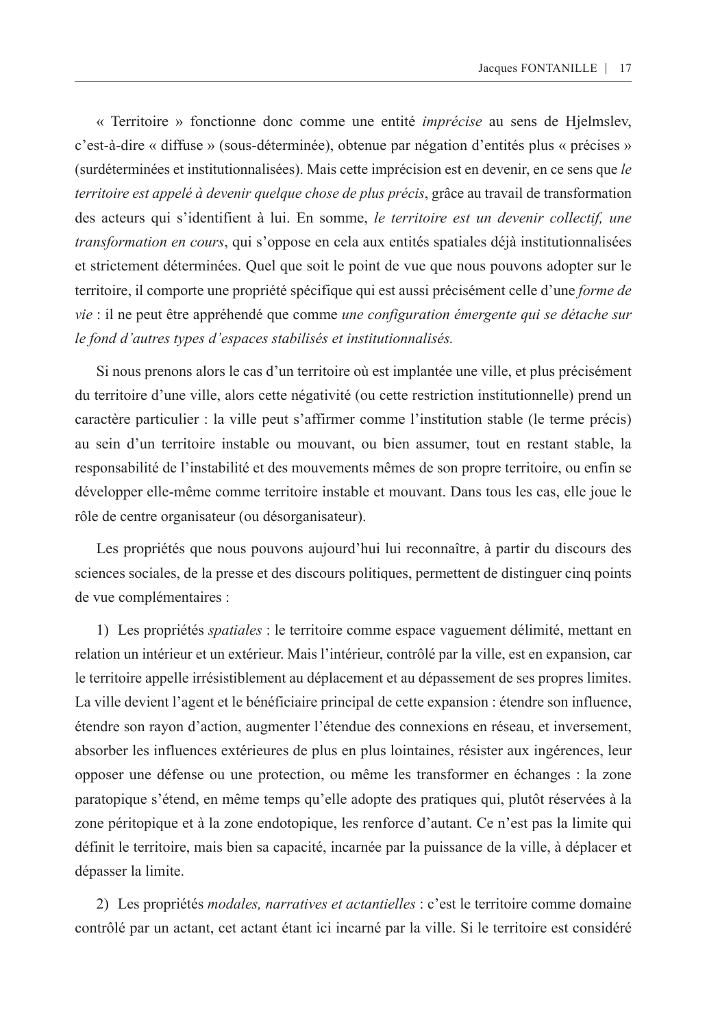« Territoire » fonctionne donc comme une entité *imprécise* au sens de Hjelmslev, c'est-à-dire « diffuse » (sous-déterminée), obtenue par négation d'entités plus « précises » (surdéterminées et institutionnalisées). Mais cette imprécision est en devenir, en ce sens que *le territoire est appelé à devenir quelque chose de plus précis*, grâce au travail de transformation des acteurs qui s'identifient à lui. En somme, *le territoire est un devenir collectif, une transformation en cours*, qui s'oppose en cela aux entités spatiales déjà institutionnalisées et strictement déterminées. Quel que soit le point de vue que nous pouvons adopter sur le territoire, il comporte une propriété spécifique qui est aussi précisément celle d'une *forme de vie* : il ne peut être appréhendé que comme *une configuration émergente qui se détache sur le fond d'autres types d'espaces stabilisés et institutionnalisés.*

Si nous prenons alors le cas d'un territoire où est implantée une ville, et plus précisément du territoire d'une ville, alors cette négativité (ou cette restriction institutionnelle) prend un caractère particulier : la ville peut s'affirmer comme l'institution stable (le terme précis) au sein d'un territoire instable ou mouvant, ou bien assumer, tout en restant stable, la responsabilité de l'instabilité et des mouvements mêmes de son propre territoire, ou enfin se développer elle-même comme territoire instable et mouvant. Dans tous les cas, elle joue le rôle de centre organisateur (ou désorganisateur).

Les propriétés que nous pouvons aujourd'hui lui reconnaître, à partir du discours des sciences sociales, de la presse et des discours politiques, permettent de distinguer cinq points de vue complémentaires :

1) Les propriétés *spatiales* : le territoire comme espace vaguement délimité, mettant en relation un intérieur et un extérieur. Mais l'intérieur, contrôlé par la ville, est en expansion, car le territoire appelle irrésistiblement au déplacement et au dépassement de ses propres limites. La ville devient l'agent et le bénéficiaire principal de cette expansion : étendre son influence, étendre son rayon d'action, augmenter l'étendue des connexions en réseau, et inversement, absorber les influences extérieures de plus en plus lointaines, résister aux ingérences, leur opposer une défense ou une protection, ou même les transformer en échanges : la zone paratopique s'étend, en même temps qu'elle adopte des pratiques qui, plutôt réservées à la zone péritopique et à la zone endotopique, les renforce d'autant. Ce n'est pas la limite qui définit le territoire, mais bien sa capacité, incarnée par la puissance de la ville, à déplacer et dépasser la limite.

2) Les propriétés *modales, narratives et actantielles* : c'est le territoire comme domaine contrôlé par un actant, cet actant étant ici incarné par la ville. Si le territoire est considéré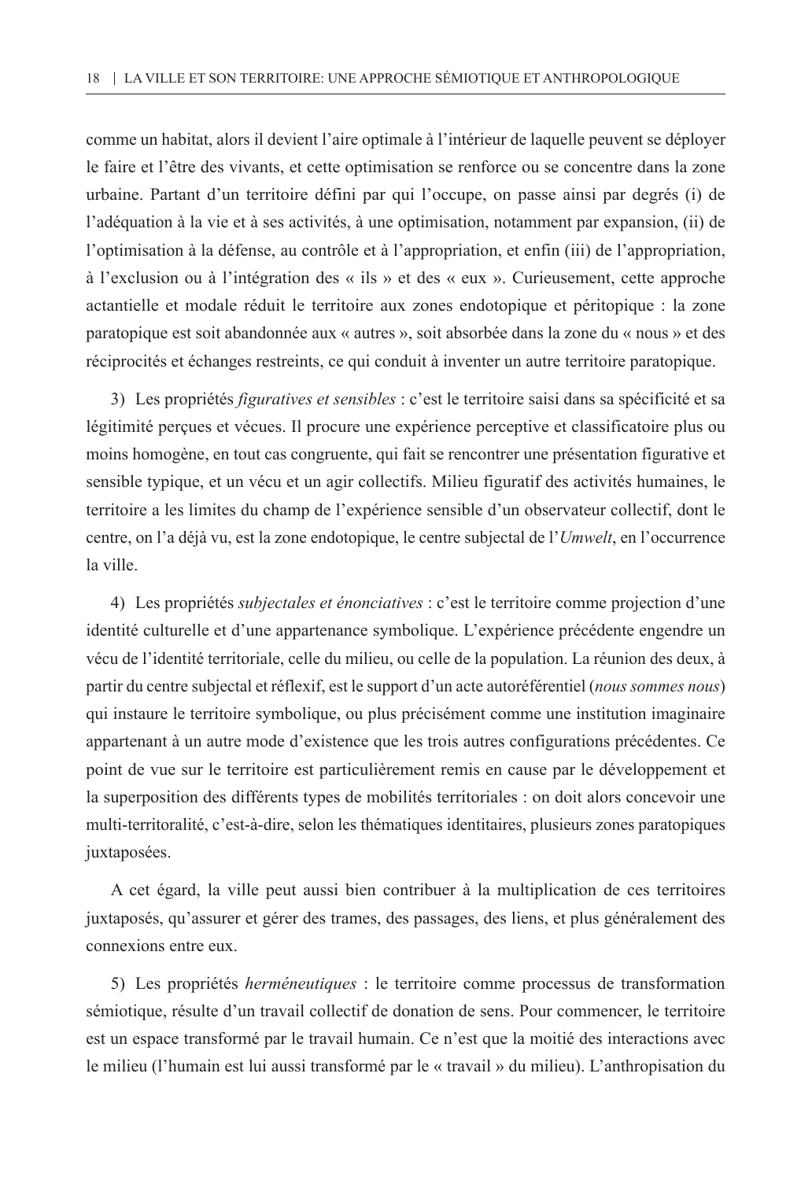comme un habitat, alors il devient l'aire optimale à l'intérieur de laquelle peuvent se déployer le faire et l'être des vivants, et cette optimisation se renforce ou se concentre dans la zone urbaine. Partant d'un territoire défini par qui l'occupe, on passe ainsi par degrés (i) de l'adéquation à la vie et à ses activités, à une optimisation, notamment par expansion, (ii) de l'optimisation à la défense, au contrôle et à l'appropriation, et enfin (iii) de l'appropriation, à l'exclusion ou à l'intégration des « ils » et des « eux ». Curieusement, cette approche actantielle et modale réduit le territoire aux zones endotopique et péritopique : la zone paratopique est soit abandonnée aux « autres », soit absorbée dans la zone du « nous » et des réciprocités et échanges restreints, ce qui conduit à inventer un autre territoire paratopique.

3) Les propriétés *figuratives et sensibles* : c'est le territoire saisi dans sa spécificité et sa légitimité perçues et vécues. Il procure une expérience perceptive et classificatoire plus ou moins homogène, en tout cas congruente, qui fait se rencontrer une présentation figurative et sensible typique, et un vécu et un agir collectifs. Milieu figuratif des activités humaines, le territoire a les limites du champ de l'expérience sensible d'un observateur collectif, dont le centre, on l'a déjà vu, est la zone endotopique, le centre subjectal de l'*Umwelt*, en l'occurrence la ville.

4) Les propriétés *subjectales et énonciatives* : c'est le territoire comme projection d'une identité culturelle et d'une appartenance symbolique. L'expérience précédente engendre un vécu de l'identité territoriale, celle du milieu, ou celle de la population. La réunion des deux, à partir du centre subjectal et réflexif, est le support d'un acte autoréférentiel (*nous sommes nous*) qui instaure le territoire symbolique, ou plus précisément comme une institution imaginaire appartenant à un autre mode d'existence que les trois autres configurations précédentes. Ce point de vue sur le territoire est particulièrement remis en cause par le développement et la superposition des différents types de mobilités territoriales : on doit alors concevoir une multi-territoralité, c'est-à-dire, selon les thématiques identitaires, plusieurs zones paratopiques juxtaposées.

A cet égard, la ville peut aussi bien contribuer à la multiplication de ces territoires juxtaposés, qu'assurer et gérer des trames, des passages, des liens, et plus généralement des connexions entre eux.

5) Les propriétés *herméneutiques* : le territoire comme processus de transformation sémiotique, résulte d'un travail collectif de donation de sens. Pour commencer, le territoire est un espace transformé par le travail humain. Ce n'est que la moitié des interactions avec le milieu (l'humain est lui aussi transformé par le « travail » du milieu). L'anthropisation du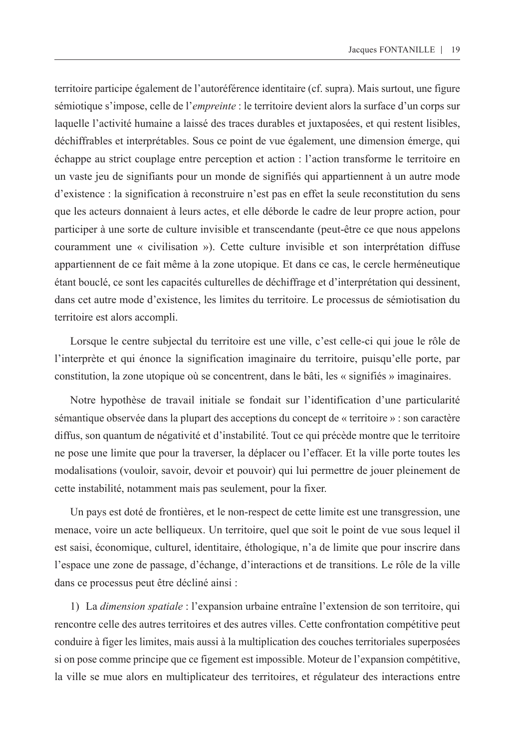territoire participe également de l'autoréférence identitaire (cf. supra). Mais surtout, une figure sémiotique s'impose, celle de l'*empreinte* : le territoire devient alors la surface d'un corps sur laquelle l'activité humaine a laissé des traces durables et juxtaposées, et qui restent lisibles, déchiffrables et interprétables. Sous ce point de vue également, une dimension émerge, qui échappe au strict couplage entre perception et action : l'action transforme le territoire en un vaste jeu de signifiants pour un monde de signifiés qui appartiennent à un autre mode d'existence : la signification à reconstruire n'est pas en effet la seule reconstitution du sens que les acteurs donnaient à leurs actes, et elle déborde le cadre de leur propre action, pour participer à une sorte de culture invisible et transcendante (peut-être ce que nous appelons couramment une « civilisation »). Cette culture invisible et son interprétation diffuse appartiennent de ce fait même à la zone utopique. Et dans ce cas, le cercle herméneutique étant bouclé, ce sont les capacités culturelles de déchiffrage et d'interprétation qui dessinent, dans cet autre mode d'existence, les limites du territoire. Le processus de sémiotisation du territoire est alors accompli.

Lorsque le centre subjectal du territoire est une ville, c'est celle-ci qui joue le rôle de l'interprète et qui énonce la signification imaginaire du territoire, puisqu'elle porte, par constitution, la zone utopique où se concentrent, dans le bâti, les « signifiés » imaginaires.

Notre hypothèse de travail initiale se fondait sur l'identification d'une particularité sémantique observée dans la plupart des acceptions du concept de « territoire » : son caractère diffus, son quantum de négativité et d'instabilité. Tout ce qui précède montre que le territoire ne pose une limite que pour la traverser, la déplacer ou l'effacer. Et la ville porte toutes les modalisations (vouloir, savoir, devoir et pouvoir) qui lui permettre de jouer pleinement de cette instabilité, notamment mais pas seulement, pour la fixer.

Un pays est doté de frontières, et le non-respect de cette limite est une transgression, une menace, voire un acte belliqueux. Un territoire, quel que soit le point de vue sous lequel il est saisi, économique, culturel, identitaire, éthologique, n'a de limite que pour inscrire dans l'espace une zone de passage, d'échange, d'interactions et de transitions. Le rôle de la ville dans ce processus peut être décliné ainsi :

1) La *dimension spatiale* : l'expansion urbaine entraîne l'extension de son territoire, qui rencontre celle des autres territoires et des autres villes. Cette confrontation compétitive peut conduire à figer les limites, mais aussi à la multiplication des couches territoriales superposées si on pose comme principe que ce figement est impossible. Moteur de l'expansion compétitive, la ville se mue alors en multiplicateur des territoires, et régulateur des interactions entre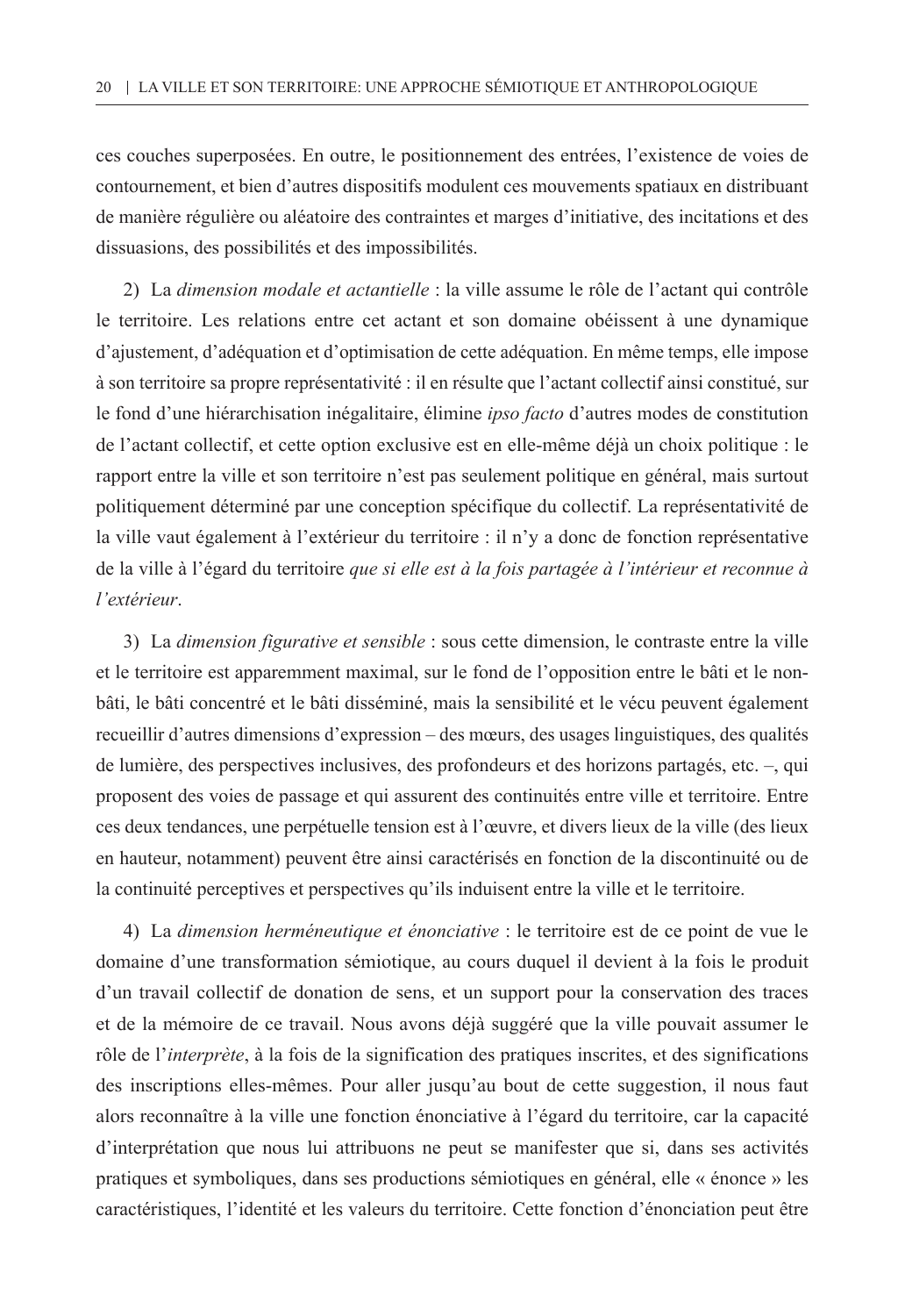ces couches superposées. En outre, le positionnement des entrées, l'existence de voies de contournement, et bien d'autres dispositifs modulent ces mouvements spatiaux en distribuant de manière régulière ou aléatoire des contraintes et marges d'initiative, des incitations et des dissuasions, des possibilités et des impossibilités.

2) La *dimension modale et actantielle* : la ville assume le rôle de l'actant qui contrôle le territoire. Les relations entre cet actant et son domaine obéissent à une dynamique d'ajustement, d'adéquation et d'optimisation de cette adéquation. En même temps, elle impose à son territoire sa propre représentativité : il en résulte que l'actant collectif ainsi constitué, sur le fond d'une hiérarchisation inégalitaire, élimine *ipso facto* d'autres modes de constitution de l'actant collectif, et cette option exclusive est en elle-même déjà un choix politique : le rapport entre la ville et son territoire n'est pas seulement politique en général, mais surtout politiquement déterminé par une conception spécifique du collectif. La représentativité de la ville vaut également à l'extérieur du territoire : il n'y a donc de fonction représentative de la ville à l'égard du territoire *que si elle est à la fois partagée à l'intérieur et reconnue à l'extérieur*.

3) La *dimension figurative et sensible* : sous cette dimension, le contraste entre la ville et le territoire est apparemment maximal, sur le fond de l'opposition entre le bâti et le non-bâti, le bâti concentré et le bâti disséminé, mais la sensibilité et le vécu peuvent également recueillir d'autres dimensions d'expression – des mœurs, des usages linguistiques, des qualités de lumière, des perspectives inclusives, des profondeurs et des horizons partagés, etc. –, qui proposent des voies de passage et qui assurent des continuités entre ville et territoire. Entre ces deux tendances, une perpétuelle tension est à l'œuvre, et divers lieux de la ville (des lieux en hauteur, notamment) peuvent être ainsi caractérisés en fonction de la discontinuité ou de la continuité perceptives et perspectives qu'ils induisent entre la ville et le territoire.

4) La *dimension herméneutique et énonciative* : le territoire est de ce point de vue le domaine d'une transformation sémiotique, au cours duquel il devient à la fois le produit d'un travail collectif de donation de sens, et un support pour la conservation des traces et de la mémoire de ce travail. Nous avons déjà suggéré que la ville pouvait assumer le rôle de l'*interprète*, à la fois de la signification des pratiques inscrites, et des significations des inscriptions elles-mêmes. Pour aller jusqu'au bout de cette suggestion, il nous faut alors reconnaître à la ville une fonction énonciative à l'égard du territoire, car la capacité d'interprétation que nous lui attribuons ne peut se manifester que si, dans ses activités pratiques et symboliques, dans ses productions sémiotiques en général, elle « énonce » les caractéristiques, l'identité et les valeurs du territoire. Cette fonction d'énonciation peut être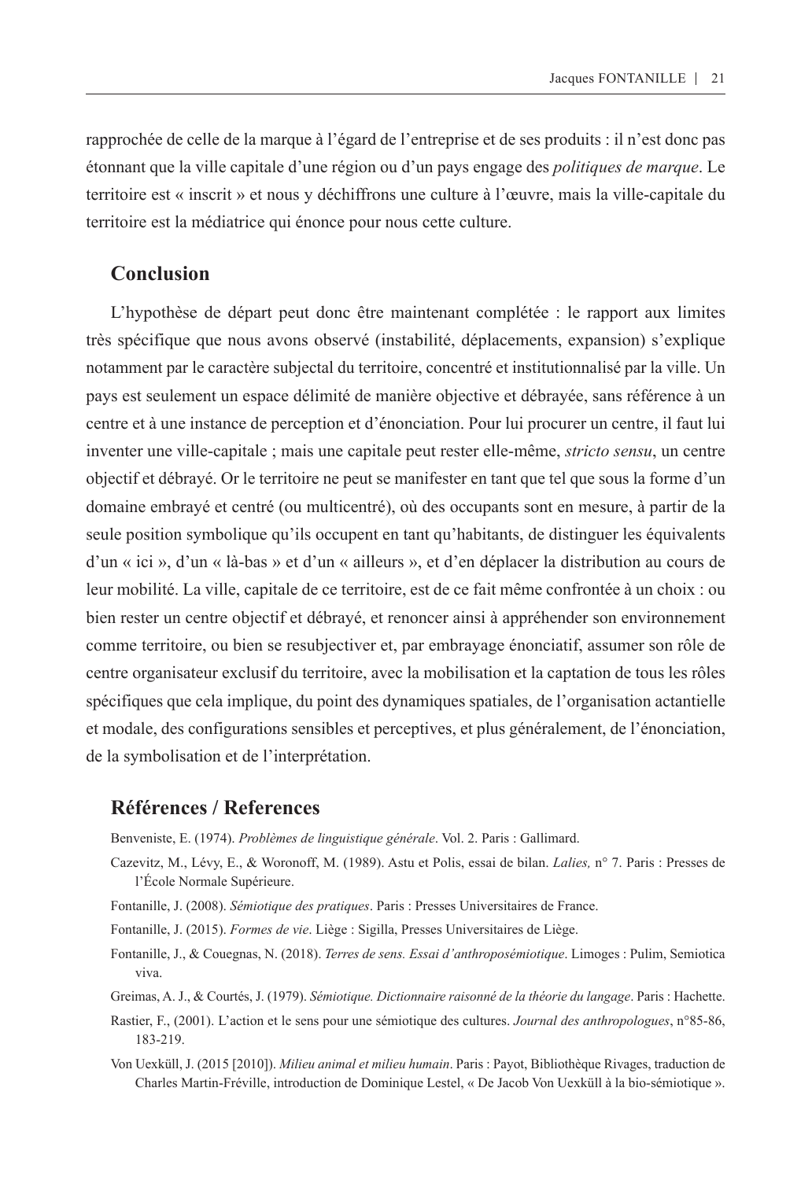rapprochée de celle de la marque à l'égard de l'entreprise et de ses produits : il n'est donc pas étonnant que la ville capitale d'une région ou d'un pays engage des *politiques de marque*. Le territoire est « inscrit » et nous y déchiffrons une culture à l'œuvre, mais la ville-capitale du territoire est la médiatrice qui énonce pour nous cette culture.

## Conclusion

L'hypothèse de départ peut donc être maintenant complétée : le rapport aux limites très spécifique que nous avons observé (instabilité, déplacements, expansion) s'explique notamment par le caractère subjectal du territoire, concentré et institutionnalisé par la ville. Un pays est seulement un espace délimité de manière objective et débrayée, sans référence à un centre et à une instance de perception et d'énonciation. Pour lui procurer un centre, il faut lui inventer une ville-capitale ; mais une capitale peut rester elle-même, *stricto sensu*, un centre objectif et débrayé. Or le territoire ne peut se manifester en tant que tel que sous la forme d'un domaine embrayé et centré (ou multicentré), où des occupants sont en mesure, à partir de la seule position symbolique qu'ils occupent en tant qu'habitants, de distinguer les équivalents d'un « ici », d'un « là-bas » et d'un « ailleurs », et d'en déplacer la distribution au cours de leur mobilité. La ville, capitale de ce territoire, est de ce fait même confrontée à un choix : ou bien rester un centre objectif et débrayé, et renoncer ainsi à appréhender son environnement comme territoire, ou bien se resubjectiver et, par embrayage énonciatif, assumer son rôle de centre organisateur exclusif du territoire, avec la mobilisation et la captation de tous les rôles spécifiques que cela implique, du point des dynamiques spatiales, de l'organisation actantielle et modale, des configurations sensibles et perceptives, et plus généralement, de l'énonciation, de la symbolisation et de l'interprétation.

## Références / References

Benveniste, E. (1974). *Problèmes de linguistique générale*. Vol. 2. Paris : Gallimard.

Cazevitz, M., Lévy, E., & Woronoff, M. (1989). Astu et Polis, essai de bilan. *Lalies,* n° 7. Paris : Presses de l'École Normale Supérieure.

Fontanille, J. (2008). *Sémiotique des pratiques*. Paris : Presses Universitaires de France.

Fontanille, J. (2015). *Formes de vie*. Liège : Sigilla, Presses Universitaires de Liège.

Fontanille, J., & Couegnas, N. (2018). *Terres de sens. Essai d'anthroposémiotique*. Limoges : Pulim, Semiotica viva.

Greimas, A. J., & Courtés, J. (1979). *Sémiotique. Dictionnaire raisonné de la théorie du langage*. Paris : Hachette.

Rastier, F., (2001). L'action et le sens pour une sémiotique des cultures. *Journal des anthropologues*, n°85-86, 183-219.

Von Uexküll, J. (2015 [2010]). *Milieu animal et milieu humain*. Paris : Payot, Bibliothèque Rivages, traduction de Charles Martin-Fréville, introduction de Dominique Lestel, « De Jacob Von Uexküll à la bio-sémiotique ».